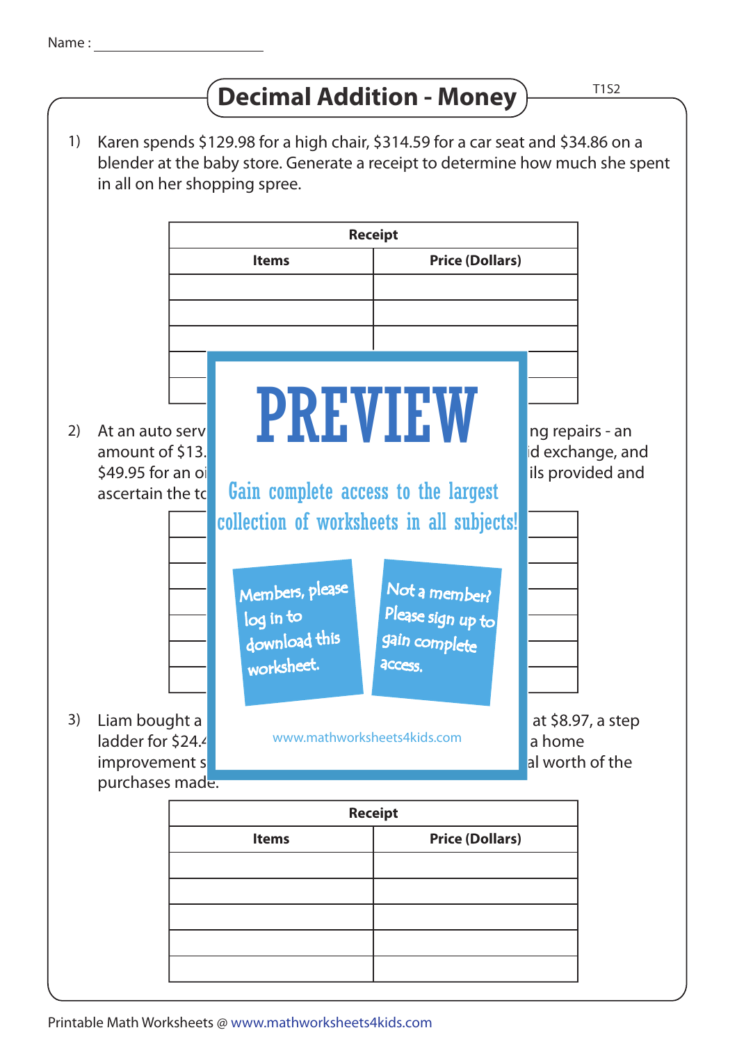Name : ____________________

# Decimal Addition - Money

T1S2

1) Karen spends $129.98 for a high chair, $314.59 for a car seat and $34.86 on a blender at the baby store. Generate a receipt to determine how much she spent in all on her shopping spree.

| Receipt | |
|---|---|
| **Items** | **Price (Dollars)** |
| | |
| | |
| | |
| | |
| | |

2) At an auto serv ... ng repairs - an amount of $13. ... id exchange, and $49.95 for an oi ... ils provided and ascertain the to

PREVIEW

Gain complete access to the largest collection of worksheets in all subjects!

Members, please log in to download this worksheet.

Not a member? Please sign up to gain complete access.

www.mathworksheets4kids.com

3) Liam bought a ... at $8.97, a step ladder for $24.4 ... a home improvement s ... al worth of the purchases made.

| Receipt | |
|---|---|
| **Items** | **Price (Dollars)** |
| | |
| | |
| | |
| | |
| | |

Printable Math Worksheets @ www.mathworksheets4kids.com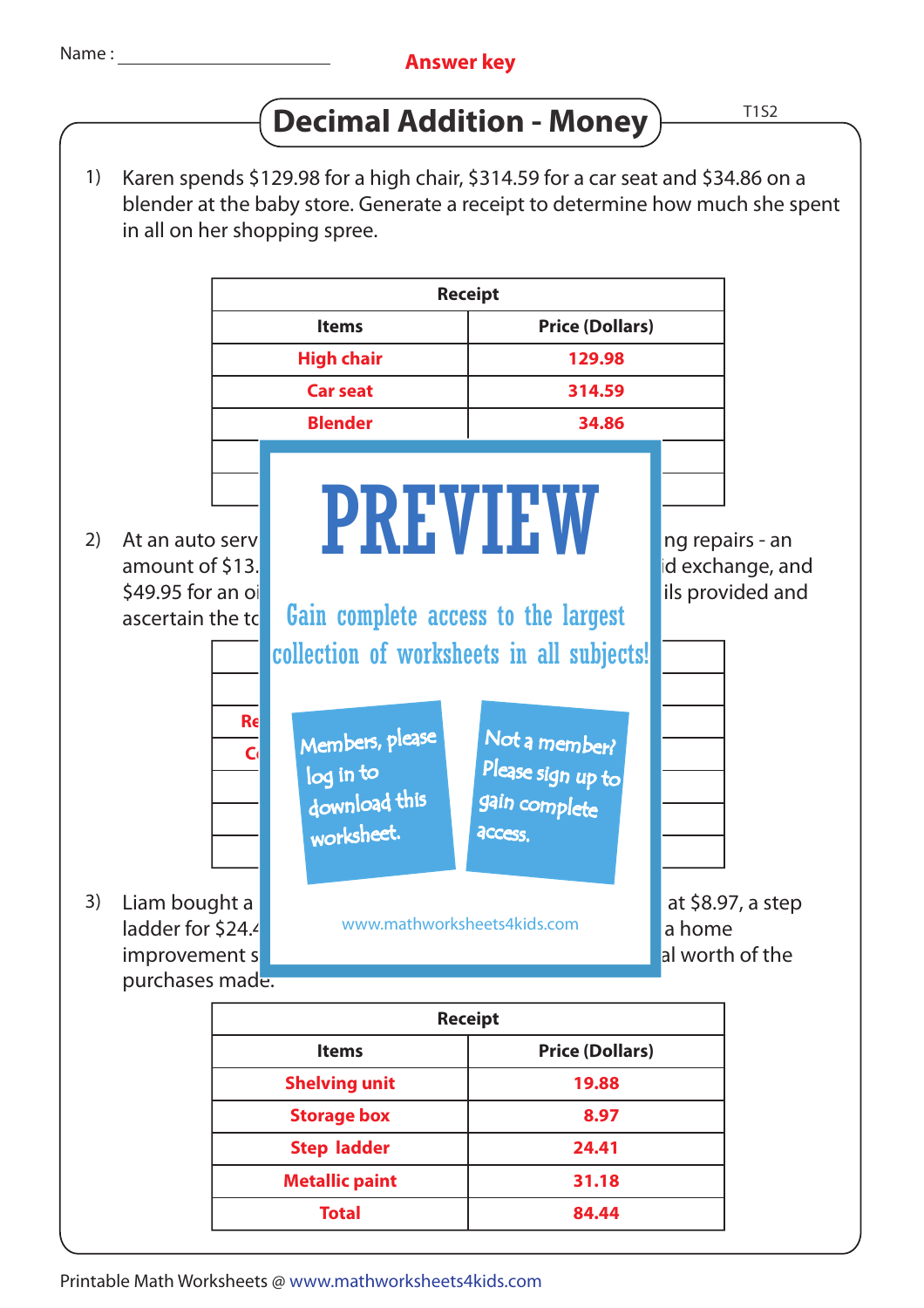Name : ____________________

**Answer key**

# Decimal Addition - Money

T1S2

1) Karen spends $129.98 for a high chair, $314.59 for a car seat and $34.86 on a blender at the baby store. Generate a receipt to determine how much she spent in all on her shopping spree.

| Receipt | |
|---|---|
| **Items** | **Price (Dollars)** |
| High chair | 129.98 |
| Car seat | 314.59 |
| Blender | 34.86 |
| | |
| | |

2) At an auto serv ... ng repairs - an amount of $13. ... id exchange, and $49.95 for an oi ... ils provided and ascertain the to

| | |
|---|---|
| | |
| | |
| Re | |
| C | |
| | |
| | |
| | |

PREVIEW

Gain complete access to the largest collection of worksheets in all subjects!

Members, please log in to download this worksheet.

Not a member? Please sign up to gain complete access.

www.mathworksheets4kids.com

3) Liam bought a ... at $8.97, a step ladder for $24.4 ... a home improvement s ... al worth of the purchases made.

| Receipt | |
|---|---|
| **Items** | **Price (Dollars)** |
| Shelving unit | 19.88 |
| Storage box | 8.97 |
| Step ladder | 24.41 |
| Metallic paint | 31.18 |
| Total | 84.44 |

Printable Math Worksheets @ www.mathworksheets4kids.com